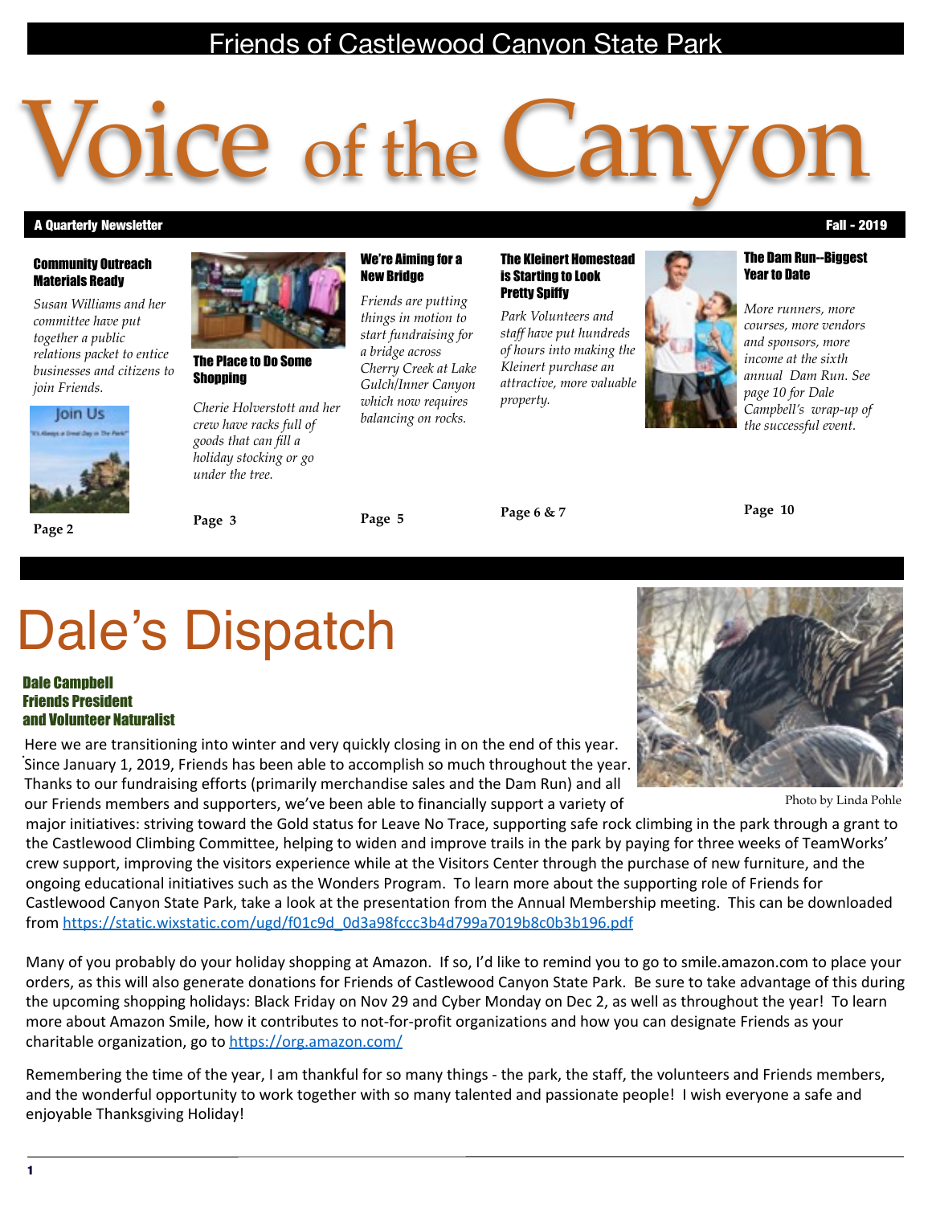Friends of Castlewood Canyon State Park

# Voice of the Canyon

**A Quarterly Newsletter** **Fall - 2019**

### Community Outreach Materials Ready

*Susan Williams and her committee have put together a public relations packet to entice businesses and citizens to join Friends.*

Join Us

"It's Always a Great Day in The Park!"

Page 2

### The Place to Do Some Shopping

*Cherie Holverstott and her crew have racks full of goods that can fill a holiday stocking or go under the tree.*

Page 3

### We're Aiming for a New Bridge

*Friends are putting things in motion to start fundraising for a bridge across Cherry Creek at Lake Gulch/Inner Canyon which now requires balancing on rocks.*

Page 5

### The Kleinert Homestead is Starting to Look Pretty Spiffy

*Park Volunteers and staff have put hundreds of hours into making the Kleinert purchase an attractive, more valuable property.*

Page 6 & 7

### The Dam Run--Biggest Year to Date

*More runners, more courses, more vendors and sponsors, more income at the sixth annual Dam Run. See page 10 for Dale Campbell's wrap-up of the successful event.*

Page 10

# Dale's Dispatch

**Dale Campbell**
**Friends President**
**and Volunteer Naturalist**

Photo by Linda Pohle

Here we are transitioning into winter and very quickly closing in on the end of this year. Since January 1, 2019, Friends has been able to accomplish so much throughout the year. Thanks to our fundraising efforts (primarily merchandise sales and the Dam Run) and all our Friends members and supporters, we've been able to financially support a variety of major initiatives: striving toward the Gold status for Leave No Trace, supporting safe rock climbing in the park through a grant to the Castlewood Climbing Committee, helping to widen and improve trails in the park by paying for three weeks of TeamWorks' crew support, improving the visitors experience while at the Visitors Center through the purchase of new furniture, and the ongoing educational initiatives such as the Wonders Program. To learn more about the supporting role of Friends for Castlewood Canyon State Park, take a look at the presentation from the Annual Membership meeting. This can be downloaded from https://static.wixstatic.com/ugd/f01c9d_0d3a98fccc3b4d799a7019b8c0b3b196.pdf

Many of you probably do your holiday shopping at Amazon. If so, I'd like to remind you to go to smile.amazon.com to place your orders, as this will also generate donations for Friends of Castlewood Canyon State Park. Be sure to take advantage of this during the upcoming shopping holidays: Black Friday on Nov 29 and Cyber Monday on Dec 2, as well as throughout the year! To learn more about Amazon Smile, how it contributes to not-for-profit organizations and how you can designate Friends as your charitable organization, go to https://org.amazon.com/

Remembering the time of the year, I am thankful for so many things - the park, the staff, the volunteers and Friends members, and the wonderful opportunity to work together with so many talented and passionate people! I wish everyone a safe and enjoyable Thanksgiving Holiday!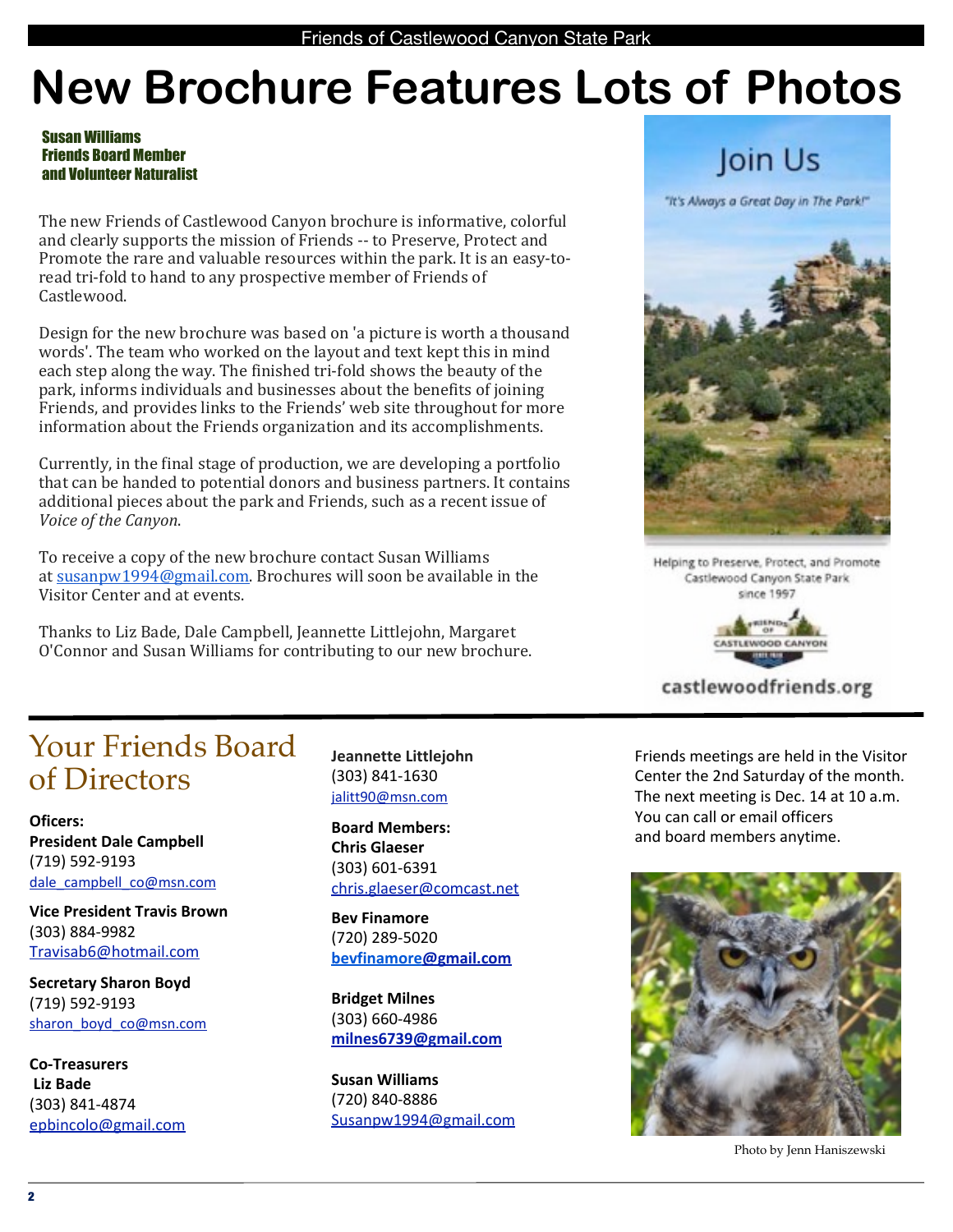# New Brochure Features Lots of Photos

**Susan Williams**
**Friends Board Member**
**and Volunteer Naturalist**

The new Friends of Castlewood Canyon brochure is informative, colorful and clearly supports the mission of Friends -- to Preserve, Protect and Promote the rare and valuable resources within the park. It is an easy-to-read tri-fold to hand to any prospective member of Friends of Castlewood.

Design for the new brochure was based on 'a picture is worth a thousand words'. The team who worked on the layout and text kept this in mind each step along the way. The finished tri-fold shows the beauty of the park, informs individuals and businesses about the benefits of joining Friends, and provides links to the Friends' web site throughout for more information about the Friends organization and its accomplishments.

Currently, in the final stage of production, we are developing a portfolio that can be handed to potential donors and business partners. It contains additional pieces about the park and Friends, such as a recent issue of *Voice of the Canyon*.

To receive a copy of the new brochure contact Susan Williams at susanpw1994@gmail.com. Brochures will soon be available in the Visitor Center and at events.

Thanks to Liz Bade, Dale Campbell, Jeannette Littlejohn, Margaret O'Connor and Susan Williams for contributing to our new brochure.

Join Us

"It's Always a Great Day in The Park!"

Helping to Preserve, Protect, and Promote Castlewood Canyon State Park since 1997

castlewoodfriends.org

## Your Friends Board of Directors

**Oficers:**
**President Dale Campbell**
(719) 592-9193
dale_campbell_co@msn.com

**Vice President Travis Brown**
(303) 884-9982
Travisab6@hotmail.com

**Secretary Sharon Boyd**
(719) 592-9193
sharon_boyd_co@msn.com

**Co-Treasurers**
**Liz Bade**
(303) 841-4874
epbincolo@gmail.com

**Jeannette Littlejohn**
(303) 841-1630
jalitt90@msn.com

**Board Members:**
**Chris Glaeser**
(303) 601-6391
chris.glaeser@comcast.net

**Bev Finamore**
(720) 289-5020
**bevfinamore@gmail.com**

**Bridget Milnes**
(303) 660-4986
**milnes6739@gmail.com**

**Susan Williams**
(720) 840-8886
Susanpw1994@gmail.com

Friends meetings are held in the Visitor Center the 2nd Saturday of the month. The next meeting is Dec. 14 at 10 a.m. You can call or email officers and board members anytime.

Photo by Jenn Haniszewski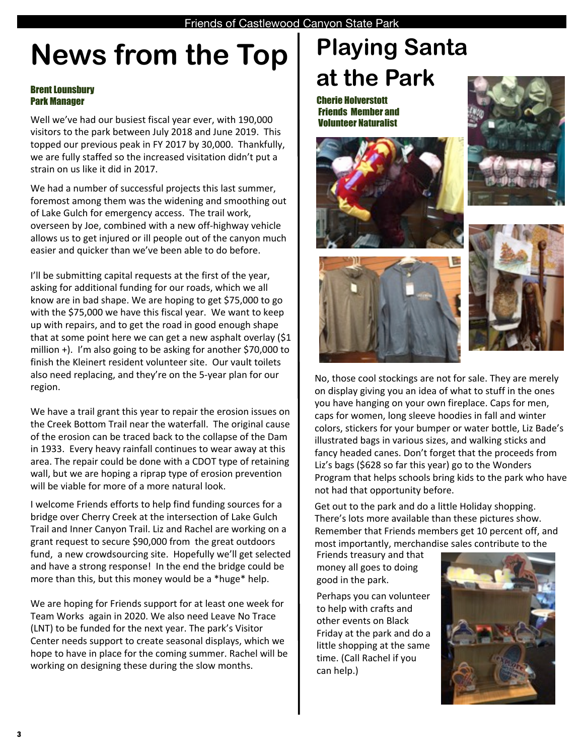# News from the Top

**Brent Lounsbury**
**Park Manager**

Well we've had our busiest fiscal year ever, with 190,000 visitors to the park between July 2018 and June 2019. This topped our previous peak in FY 2017 by 30,000. Thankfully, we are fully staffed so the increased visitation didn't put a strain on us like it did in 2017.

We had a number of successful projects this last summer, foremost among them was the widening and smoothing out of Lake Gulch for emergency access. The trail work, overseen by Joe, combined with a new off-highway vehicle allows us to get injured or ill people out of the canyon much easier and quicker than we've been able to do before.

I'll be submitting capital requests at the first of the year, asking for additional funding for our roads, which we all know are in bad shape. We are hoping to get $75,000 to go with the $75,000 we have this fiscal year. We want to keep up with repairs, and to get the road in good enough shape that at some point here we can get a new asphalt overlay ($1 million +). I'm also going to be asking for another $70,000 to finish the Kleinert resident volunteer site. Our vault toilets also need replacing, and they're on the 5-year plan for our region.

We have a trail grant this year to repair the erosion issues on the Creek Bottom Trail near the waterfall. The original cause of the erosion can be traced back to the collapse of the Dam in 1933. Every heavy rainfall continues to wear away at this area. The repair could be done with a CDOT type of retaining wall, but we are hoping a riprap type of erosion prevention will be viable for more of a more natural look.

I welcome Friends efforts to help find funding sources for a bridge over Cherry Creek at the intersection of Lake Gulch Trail and Inner Canyon Trail. Liz and Rachel are working on a grant request to secure $90,000 from the great outdoors fund, a new crowdsourcing site. Hopefully we'll get selected and have a strong response! In the end the bridge could be more than this, but this money would be a *huge* help.

We are hoping for Friends support for at least one week for Team Works again in 2020. We also need Leave No Trace (LNT) to be funded for the next year. The park's Visitor Center needs support to create seasonal displays, which we hope to have in place for the coming summer. Rachel will be working on designing these during the slow months.

# Playing Santa at the Park

**Cherie Holverstott**
**Friends Member and Volunteer Naturalist**

No, those cool stockings are not for sale. They are merely on display giving you an idea of what to stuff in the ones you have hanging on your own fireplace. Caps for men, caps for women, long sleeve hoodies in fall and winter colors, stickers for your bumper or water bottle, Liz Bade's illustrated bags in various sizes, and walking sticks and fancy headed canes. Don't forget that the proceeds from Liz's bags ($628 so far this year) go to the Wonders Program that helps schools bring kids to the park who have not had that opportunity before.

Get out to the park and do a little Holiday shopping. There's lots more available than these pictures show. Remember that Friends members get 10 percent off, and most importantly, merchandise sales contribute to the Friends treasury and that money all goes to doing good in the park.

Perhaps you can volunteer to help with crafts and other events on Black Friday at the park and do a little shopping at the same time. (Call Rachel if you can help.)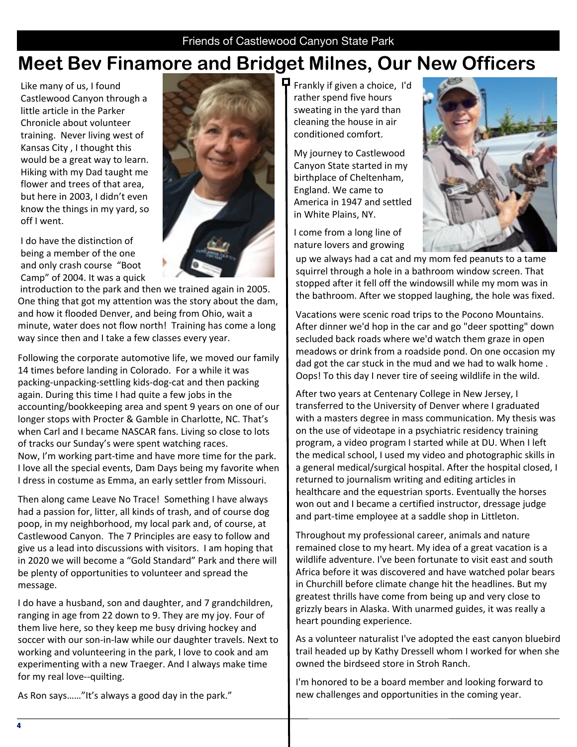# Meet Bev Finamore and Bridget Milnes, Our New Officers

Like many of us, I found Castlewood Canyon through a little article in the Parker Chronicle about volunteer training. Never living west of Kansas City , I thought this would be a great way to learn. Hiking with my Dad taught me flower and trees of that area, but here in 2003, I didn't even know the things in my yard, so off I went.

I do have the distinction of being a member of the one and only crash course "Boot Camp" of 2004. It was a quick introduction to the park and then we trained again in 2005. One thing that got my attention was the story about the dam, and how it flooded Denver, and being from Ohio, wait a minute, water does not flow north! Training has come a long way since then and I take a few classes every year.

Following the corporate automotive life, we moved our family 14 times before landing in Colorado. For a while it was packing-unpacking-settling kids-dog-cat and then packing again. During this time I had quite a few jobs in the accounting/bookkeeping area and spent 9 years on one of our longer stops with Procter & Gamble in Charlotte, NC. That's when Carl and I became NASCAR fans. Living so close to lots of tracks our Sunday's were spent watching races.
Now, I'm working part-time and have more time for the park. I love all the special events, Dam Days being my favorite when I dress in costume as Emma, an early settler from Missouri.

Then along came Leave No Trace! Something I have always had a passion for, litter, all kinds of trash, and of course dog poop, in my neighborhood, my local park and, of course, at Castlewood Canyon. The 7 Principles are easy to follow and give us a lead into discussions with visitors. I am hoping that in 2020 we will become a "Gold Standard" Park and there will be plenty of opportunities to volunteer and spread the message.

I do have a husband, son and daughter, and 7 grandchildren, ranging in age from 22 down to 9. They are my joy. Four of them live here, so they keep me busy driving hockey and soccer with our son-in-law while our daughter travels. Next to working and volunteering in the park, I love to cook and am experimenting with a new Traeger. And I always make time for my real love--quilting.

As Ron says……"It's always a good day in the park."

Frankly if given a choice, I'd rather spend five hours sweating in the yard than cleaning the house in air conditioned comfort.

My journey to Castlewood Canyon State started in my birthplace of Cheltenham, England. We came to America in 1947 and settled in White Plains, NY.

I come from a long line of nature lovers and growing up we always had a cat and my mom fed peanuts to a tame squirrel through a hole in a bathroom window screen. That stopped after it fell off the windowsill while my mom was in the bathroom. After we stopped laughing, the hole was fixed.

Vacations were scenic road trips to the Pocono Mountains. After dinner we'd hop in the car and go "deer spotting" down secluded back roads where we'd watch them graze in open meadows or drink from a roadside pond. On one occasion my dad got the car stuck in the mud and we had to walk home . Oops! To this day I never tire of seeing wildlife in the wild.

After two years at Centenary College in New Jersey, I transferred to the University of Denver where I graduated with a masters degree in mass communication. My thesis was on the use of videotape in a psychiatric residency training program, a video program I started while at DU. When I left the medical school, I used my video and photographic skills in a general medical/surgical hospital. After the hospital closed, I returned to journalism writing and editing articles in healthcare and the equestrian sports. Eventually the horses won out and I became a certified instructor, dressage judge and part-time employee at a saddle shop in Littleton.

Throughout my professional career, animals and nature remained close to my heart. My idea of a great vacation is a wildlife adventure. I've been fortunate to visit east and south Africa before it was discovered and have watched polar bears in Churchill before climate change hit the headlines. But my greatest thrills have come from being up and very close to grizzly bears in Alaska. With unarmed guides, it was really a heart pounding experience.

As a volunteer naturalist I've adopted the east canyon bluebird trail headed up by Kathy Dressell whom I worked for when she owned the birdseed store in Stroh Ranch.

I'm honored to be a board member and looking forward to new challenges and opportunities in the coming year.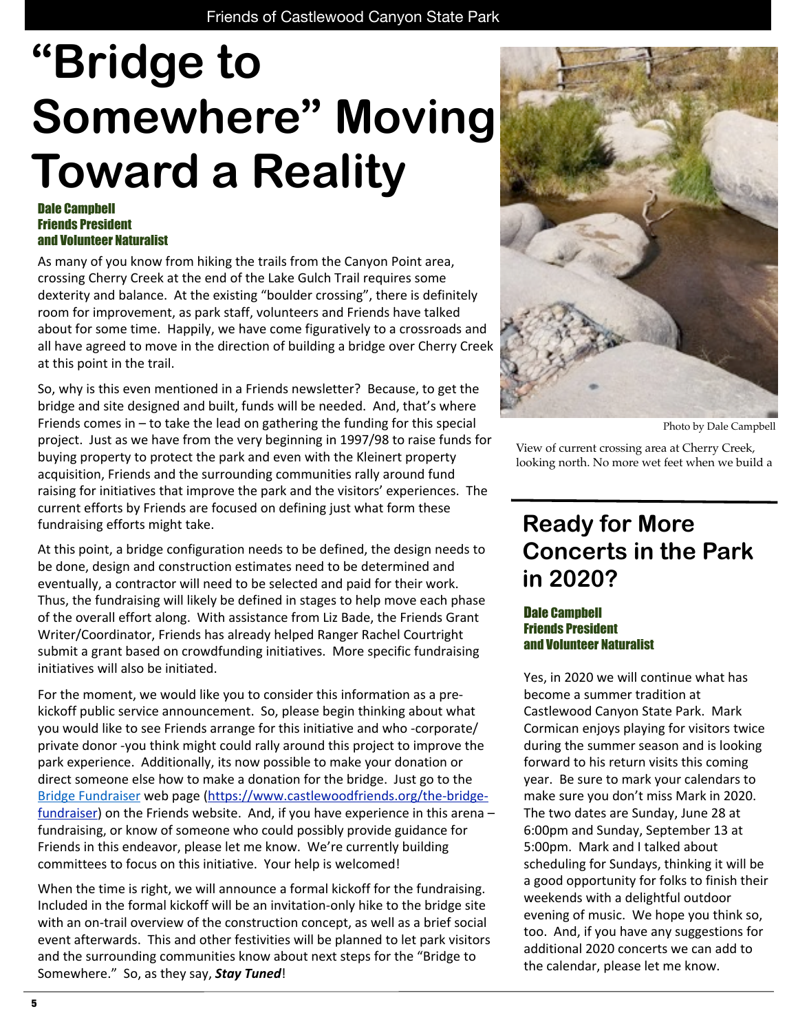# "Bridge to Somewhere" Moving Toward a Reality

**Dale Campbell**
**Friends President**
**and Volunteer Naturalist**

As many of you know from hiking the trails from the Canyon Point area, crossing Cherry Creek at the end of the Lake Gulch Trail requires some dexterity and balance. At the existing "boulder crossing", there is definitely room for improvement, as park staff, volunteers and Friends have talked about for some time. Happily, we have come figuratively to a crossroads and all have agreed to move in the direction of building a bridge over Cherry Creek at this point in the trail.

So, why is this even mentioned in a Friends newsletter? Because, to get the bridge and site designed and built, funds will be needed. And, that's where Friends comes in – to take the lead on gathering the funding for this special project. Just as we have from the very beginning in 1997/98 to raise funds for buying property to protect the park and even with the Kleinert property acquisition, Friends and the surrounding communities rally around fund raising for initiatives that improve the park and the visitors' experiences. The current efforts by Friends are focused on defining just what form these fundraising efforts might take.

At this point, a bridge configuration needs to be defined, the design needs to be done, design and construction estimates need to be determined and eventually, a contractor will need to be selected and paid for their work. Thus, the fundraising will likely be defined in stages to help move each phase of the overall effort along. With assistance from Liz Bade, the Friends Grant Writer/Coordinator, Friends has already helped Ranger Rachel Courtright submit a grant based on crowdfunding initiatives. More specific fundraising initiatives will also be initiated.

For the moment, we would like you to consider this information as a pre-kickoff public service announcement. So, please begin thinking about what you would like to see Friends arrange for this initiative and who -corporate/private donor -you think might could rally around this project to improve the park experience. Additionally, its now possible to make your donation or direct someone else how to make a donation for the bridge. Just go to the Bridge Fundraiser web page (https://www.castlewoodfriends.org/the-bridge-fundraiser) on the Friends website. And, if you have experience in this arena – fundraising, or know of someone who could possibly provide guidance for Friends in this endeavor, please let me know. We're currently building committees to focus on this initiative. Your help is welcomed!

When the time is right, we will announce a formal kickoff for the fundraising. Included in the formal kickoff will be an invitation-only hike to the bridge site with an on-trail overview of the construction concept, as well as a brief social event afterwards. This and other festivities will be planned to let park visitors and the surrounding communities know about next steps for the "Bridge to Somewhere." So, as they say, ***Stay Tuned***!

Photo by Dale Campbell

View of current crossing area at Cherry Creek, looking north. No more wet feet when we build a

## Ready for More Concerts in the Park in 2020?

**Dale Campbell**
**Friends President**
**and Volunteer Naturalist**

Yes, in 2020 we will continue what has become a summer tradition at Castlewood Canyon State Park. Mark Cormican enjoys playing for visitors twice during the summer season and is looking forward to his return visits this coming year. Be sure to mark your calendars to make sure you don't miss Mark in 2020. The two dates are Sunday, June 28 at 6:00pm and Sunday, September 13 at 5:00pm. Mark and I talked about scheduling for Sundays, thinking it will be a good opportunity for folks to finish their weekends with a delightful outdoor evening of music. We hope you think so, too. And, if you have any suggestions for additional 2020 concerts we can add to the calendar, please let me know.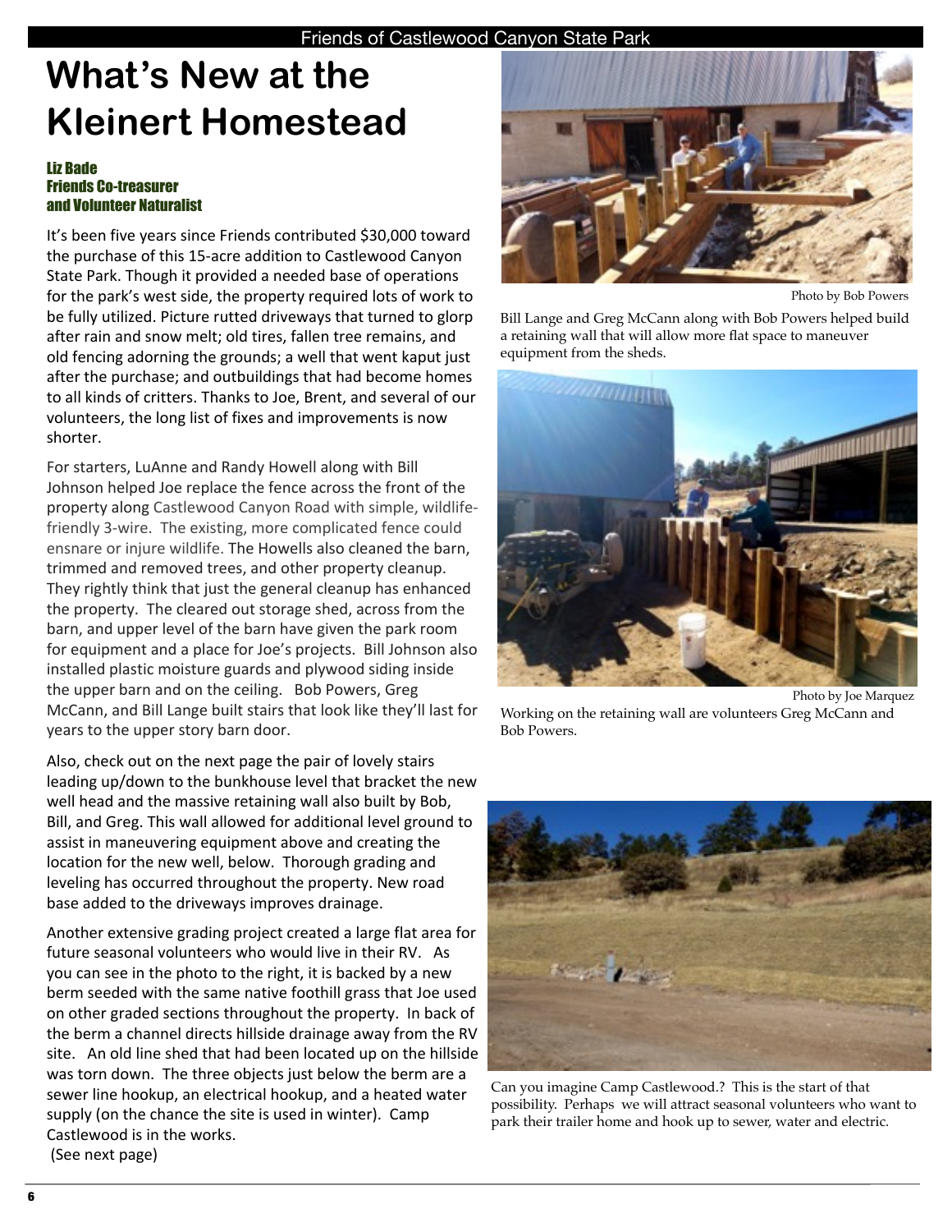# What's New at the Kleinert Homestead

**Liz Bade**
**Friends Co-treasurer**
**and Volunteer Naturalist**

It's been five years since Friends contributed $30,000 toward the purchase of this 15-acre addition to Castlewood Canyon State Park. Though it provided a needed base of operations for the park's west side, the property required lots of work to be fully utilized. Picture rutted driveways that turned to glorp after rain and snow melt; old tires, fallen tree remains, and old fencing adorning the grounds; a well that went kaput just after the purchase; and outbuildings that had become homes to all kinds of critters. Thanks to Joe, Brent, and several of our volunteers, the long list of fixes and improvements is now shorter.

For starters, LuAnne and Randy Howell along with Bill Johnson helped Joe replace the fence across the front of the property along Castlewood Canyon Road with simple, wildlife-friendly 3-wire. The existing, more complicated fence could ensnare or injure wildlife. The Howells also cleaned the barn, trimmed and removed trees, and other property cleanup. They rightly think that just the general cleanup has enhanced the property. The cleared out storage shed, across from the barn, and upper level of the barn have given the park room for equipment and a place for Joe's projects. Bill Johnson also installed plastic moisture guards and plywood siding inside the upper barn and on the ceiling. Bob Powers, Greg McCann, and Bill Lange built stairs that look like they'll last for years to the upper story barn door.

Also, check out on the next page the pair of lovely stairs leading up/down to the bunkhouse level that bracket the new well head and the massive retaining wall also built by Bob, Bill, and Greg. This wall allowed for additional level ground to assist in maneuvering equipment above and creating the location for the new well, below. Thorough grading and leveling has occurred throughout the property. New road base added to the driveways improves drainage.

Another extensive grading project created a large flat area for future seasonal volunteers who would live in their RV. As you can see in the photo to the right, it is backed by a new berm seeded with the same native foothill grass that Joe used on other graded sections throughout the property. In back of the berm a channel directs hillside drainage away from the RV site. An old line shed that had been located up on the hillside was torn down. The three objects just below the berm are a sewer line hookup, an electrical hookup, and a heated water supply (on the chance the site is used in winter). Camp Castlewood is in the works.

(See next page)

Photo by Bob Powers

Bill Lange and Greg McCann along with Bob Powers helped build a retaining wall that will allow more flat space to maneuver equipment from the sheds.

Photo by Joe Marquez

Working on the retaining wall are volunteers Greg McCann and Bob Powers.

Can you imagine Camp Castlewood.? This is the start of that possibility. Perhaps we will attract seasonal volunteers who want to park their trailer home and hook up to sewer, water and electric.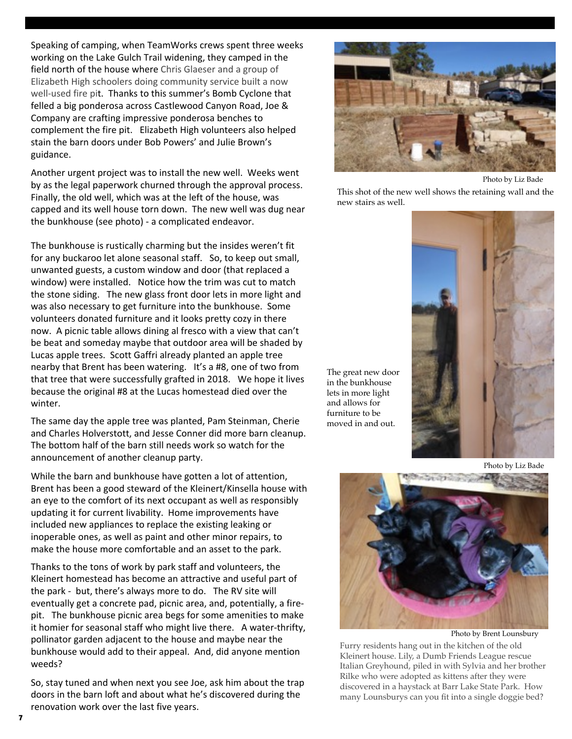Speaking of camping, when TeamWorks crews spent three weeks working on the Lake Gulch Trail widening, they camped in the field north of the house where Chris Glaeser and a group of Elizabeth High schoolers doing community service built a now well-used fire pit. Thanks to this summer's Bomb Cyclone that felled a big ponderosa across Castlewood Canyon Road, Joe & Company are crafting impressive ponderosa benches to complement the fire pit. Elizabeth High volunteers also helped stain the barn doors under Bob Powers' and Julie Brown's guidance.

Another urgent project was to install the new well. Weeks went by as the legal paperwork churned through the approval process. Finally, the old well, which was at the left of the house, was capped and its well house torn down. The new well was dug near the bunkhouse (see photo) - a complicated endeavor.

The bunkhouse is rustically charming but the insides weren't fit for any buckaroo let alone seasonal staff. So, to keep out small, unwanted guests, a custom window and door (that replaced a window) were installed. Notice how the trim was cut to match the stone siding. The new glass front door lets in more light and was also necessary to get furniture into the bunkhouse. Some volunteers donated furniture and it looks pretty cozy in there now. A picnic table allows dining al fresco with a view that can't be beat and someday maybe that outdoor area will be shaded by Lucas apple trees. Scott Gaffri already planted an apple tree nearby that Brent has been watering. It's a #8, one of two from that tree that were successfully grafted in 2018. We hope it lives because the original #8 at the Lucas homestead died over the winter.

The same day the apple tree was planted, Pam Steinman, Cherie and Charles Holverstott, and Jesse Conner did more barn cleanup. The bottom half of the barn still needs work so watch for the announcement of another cleanup party.

While the barn and bunkhouse have gotten a lot of attention, Brent has been a good steward of the Kleinert/Kinsella house with an eye to the comfort of its next occupant as well as responsibly updating it for current livability. Home improvements have included new appliances to replace the existing leaking or inoperable ones, as well as paint and other minor repairs, to make the house more comfortable and an asset to the park.

Thanks to the tons of work by park staff and volunteers, the Kleinert homestead has become an attractive and useful part of the park - but, there's always more to do. The RV site will eventually get a concrete pad, picnic area, and, potentially, a fire-pit. The bunkhouse picnic area begs for some amenities to make it homier for seasonal staff who might live there. A water-thrifty, pollinator garden adjacent to the house and maybe near the bunkhouse would add to their appeal. And, did anyone mention weeds?

So, stay tuned and when next you see Joe, ask him about the trap doors in the barn loft and about what he's discovered during the renovation work over the last five years.

Photo by Liz Bade

This shot of the new well shows the retaining wall and the new stairs as well.

The great new door in the bunkhouse lets in more light and allows for furniture to be moved in and out.

Photo by Liz Bade

Photo by Brent Lounsbury

Furry residents hang out in the kitchen of the old Kleinert house. Lily, a Dumb Friends League rescue Italian Greyhound, piled in with Sylvia and her brother Rilke who were adopted as kittens after they were discovered in a haystack at Barr Lake State Park. How many Lounsburys can you fit into a single doggie bed?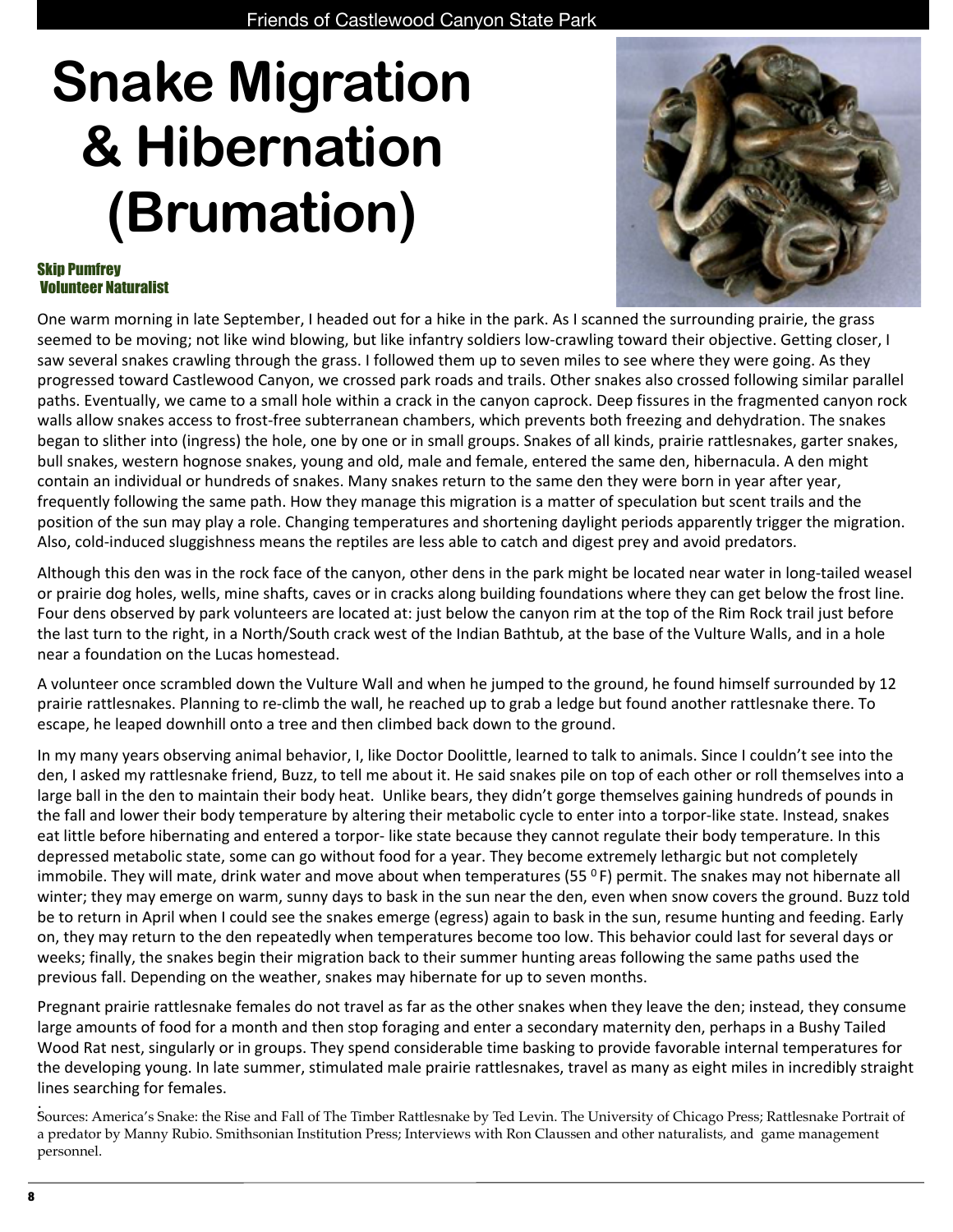# Snake Migration & Hibernation (Brumation)

**Skip Pumfrey**
**Volunteer Naturalist**

One warm morning in late September, I headed out for a hike in the park. As I scanned the surrounding prairie, the grass seemed to be moving; not like wind blowing, but like infantry soldiers low-crawling toward their objective. Getting closer, I saw several snakes crawling through the grass. I followed them up to seven miles to see where they were going. As they progressed toward Castlewood Canyon, we crossed park roads and trails. Other snakes also crossed following similar parallel paths. Eventually, we came to a small hole within a crack in the canyon caprock. Deep fissures in the fragmented canyon rock walls allow snakes access to frost-free subterranean chambers, which prevents both freezing and dehydration. The snakes began to slither into (ingress) the hole, one by one or in small groups. Snakes of all kinds, prairie rattlesnakes, garter snakes, bull snakes, western hognose snakes, young and old, male and female, entered the same den, hibernacula. A den might contain an individual or hundreds of snakes. Many snakes return to the same den they were born in year after year, frequently following the same path. How they manage this migration is a matter of speculation but scent trails and the position of the sun may play a role. Changing temperatures and shortening daylight periods apparently trigger the migration. Also, cold-induced sluggishness means the reptiles are less able to catch and digest prey and avoid predators.

Although this den was in the rock face of the canyon, other dens in the park might be located near water in long-tailed weasel or prairie dog holes, wells, mine shafts, caves or in cracks along building foundations where they can get below the frost line. Four dens observed by park volunteers are located at: just below the canyon rim at the top of the Rim Rock trail just before the last turn to the right, in a North/South crack west of the Indian Bathtub, at the base of the Vulture Walls, and in a hole near a foundation on the Lucas homestead.

A volunteer once scrambled down the Vulture Wall and when he jumped to the ground, he found himself surrounded by 12 prairie rattlesnakes. Planning to re-climb the wall, he reached up to grab a ledge but found another rattlesnake there. To escape, he leaped downhill onto a tree and then climbed back down to the ground.

In my many years observing animal behavior, I, like Doctor Doolittle, learned to talk to animals. Since I couldn't see into the den, I asked my rattlesnake friend, Buzz, to tell me about it. He said snakes pile on top of each other or roll themselves into a large ball in the den to maintain their body heat. Unlike bears, they didn't gorge themselves gaining hundreds of pounds in the fall and lower their body temperature by altering their metabolic cycle to enter into a torpor-like state. Instead, snakes eat little before hibernating and entered a torpor- like state because they cannot regulate their body temperature. In this depressed metabolic state, some can go without food for a year. They become extremely lethargic but not completely immobile. They will mate, drink water and move about when temperatures (55 $^{0}$F) permit. The snakes may not hibernate all winter; they may emerge on warm, sunny days to bask in the sun near the den, even when snow covers the ground. Buzz told be to return in April when I could see the snakes emerge (egress) again to bask in the sun, resume hunting and feeding. Early on, they may return to the den repeatedly when temperatures become too low. This behavior could last for several days or weeks; finally, the snakes begin their migration back to their summer hunting areas following the same paths used the previous fall. Depending on the weather, snakes may hibernate for up to seven months.

Pregnant prairie rattlesnake females do not travel as far as the other snakes when they leave the den; instead, they consume large amounts of food for a month and then stop foraging and enter a secondary maternity den, perhaps in a Bushy Tailed Wood Rat nest, singularly or in groups. They spend considerable time basking to provide favorable internal temperatures for the developing young. In late summer, stimulated male prairie rattlesnakes, travel as many as eight miles in incredibly straight lines searching for females.

Sources: America's Snake: the Rise and Fall of The Timber Rattlesnake by Ted Levin. The University of Chicago Press; Rattlesnake Portrait of a predator by Manny Rubio. Smithsonian Institution Press; Interviews with Ron Claussen and other naturalists, and game management personnel.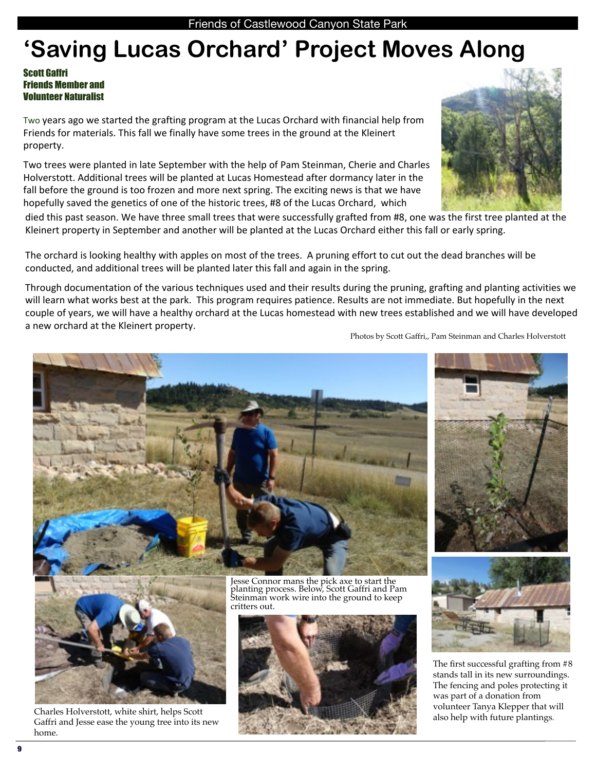# 'Saving Lucas Orchard' Project Moves Along

**Scott Gaffri**
**Friends Member and**
**Volunteer Naturalist**

Two years ago we started the grafting program at the Lucas Orchard with financial help from Friends for materials. This fall we finally have some trees in the ground at the Kleinert property.

Two trees were planted in late September with the help of Pam Steinman, Cherie and Charles Holverstott. Additional trees will be planted at Lucas Homestead after dormancy later in the fall before the ground is too frozen and more next spring. The exciting news is that we have hopefully saved the genetics of one of the historic trees, #8 of the Lucas Orchard, which died this past season. We have three small trees that were successfully grafted from #8, one was the first tree planted at the Kleinert property in September and another will be planted at the Lucas Orchard either this fall or early spring.

The orchard is looking healthy with apples on most of the trees. A pruning effort to cut out the dead branches will be conducted, and additional trees will be planted later this fall and again in the spring.

Through documentation of the various techniques used and their results during the pruning, grafting and planting activities we will learn what works best at the park. This program requires patience. Results are not immediate. But hopefully in the next couple of years, we will have a healthy orchard at the Lucas homestead with new trees established and we will have developed a new orchard at the Kleinert property.

Photos by Scott Gaffri,, Pam Steinman and Charles Holverstott

Jesse Connor mans the pick axe to start the planting process. Below, Scott Gaffri and Pam Steinman work wire into the ground to keep critters out.

Charles Holverstott, white shirt, helps Scott Gaffri and Jesse ease the young tree into its new home.

The first successful grafting from #8 stands tall in its new surroundings. The fencing and poles protecting it was part of a donation from volunteer Tanya Klepper that will also help with future plantings.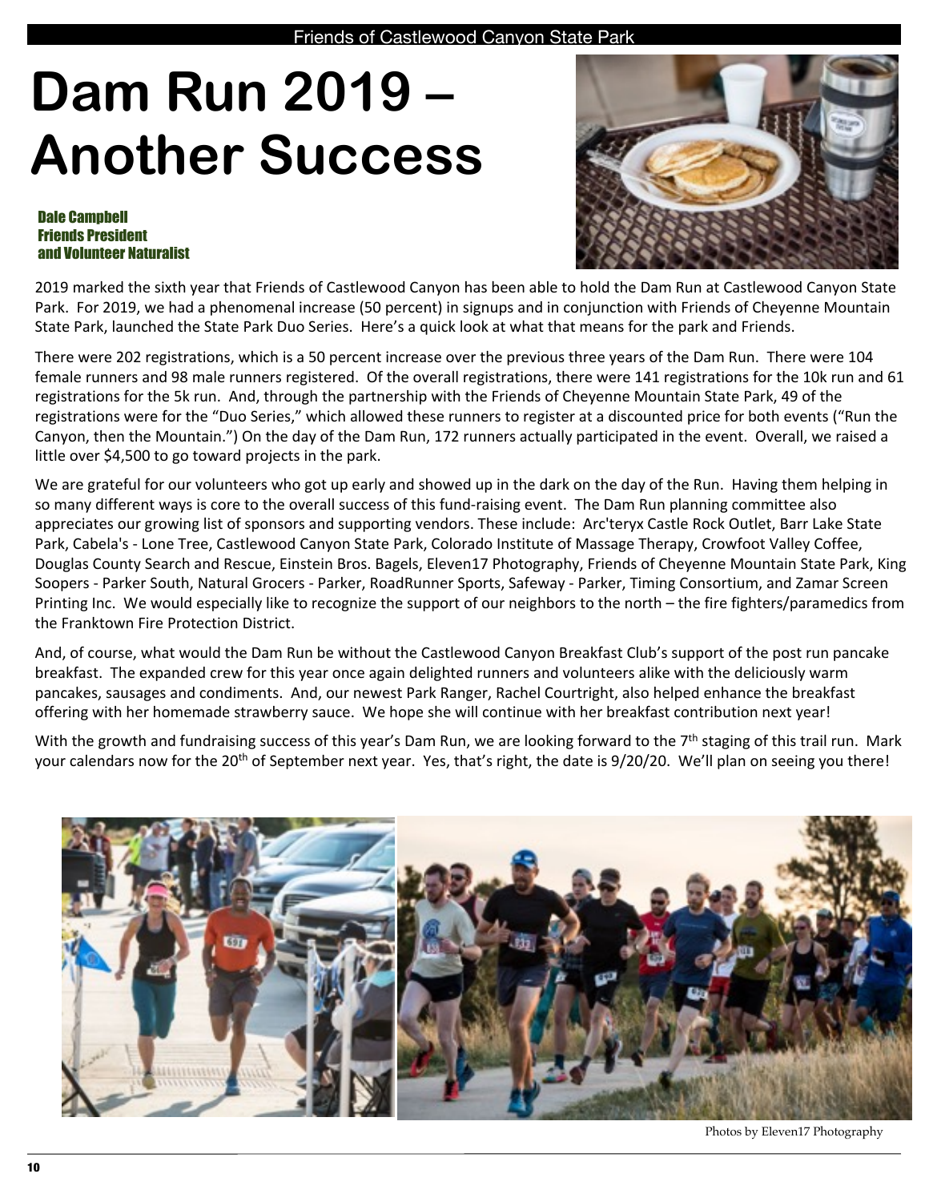# Dam Run 2019 – Another Success

**Dale Campbell**
**Friends President**
**and Volunteer Naturalist**

2019 marked the sixth year that Friends of Castlewood Canyon has been able to hold the Dam Run at Castlewood Canyon State Park. For 2019, we had a phenomenal increase (50 percent) in signups and in conjunction with Friends of Cheyenne Mountain State Park, launched the State Park Duo Series. Here's a quick look at what that means for the park and Friends.

There were 202 registrations, which is a 50 percent increase over the previous three years of the Dam Run. There were 104 female runners and 98 male runners registered. Of the overall registrations, there were 141 registrations for the 10k run and 61 registrations for the 5k run. And, through the partnership with the Friends of Cheyenne Mountain State Park, 49 of the registrations were for the "Duo Series," which allowed these runners to register at a discounted price for both events ("Run the Canyon, then the Mountain.") On the day of the Dam Run, 172 runners actually participated in the event. Overall, we raised a little over $4,500 to go toward projects in the park.

We are grateful for our volunteers who got up early and showed up in the dark on the day of the Run. Having them helping in so many different ways is core to the overall success of this fund-raising event. The Dam Run planning committee also appreciates our growing list of sponsors and supporting vendors. These include: Arc'teryx Castle Rock Outlet, Barr Lake State Park, Cabela's - Lone Tree, Castlewood Canyon State Park, Colorado Institute of Massage Therapy, Crowfoot Valley Coffee, Douglas County Search and Rescue, Einstein Bros. Bagels, Eleven17 Photography, Friends of Cheyenne Mountain State Park, King Soopers - Parker South, Natural Grocers - Parker, RoadRunner Sports, Safeway - Parker, Timing Consortium, and Zamar Screen Printing Inc. We would especially like to recognize the support of our neighbors to the north – the fire fighters/paramedics from the Franktown Fire Protection District.

And, of course, what would the Dam Run be without the Castlewood Canyon Breakfast Club's support of the post run pancake breakfast. The expanded crew for this year once again delighted runners and volunteers alike with the deliciously warm pancakes, sausages and condiments. And, our newest Park Ranger, Rachel Courtright, also helped enhance the breakfast offering with her homemade strawberry sauce. We hope she will continue with her breakfast contribution next year!

With the growth and fundraising success of this year's Dam Run, we are looking forward to the 7th staging of this trail run. Mark your calendars now for the 20th of September next year. Yes, that's right, the date is 9/20/20. We'll plan on seeing you there!

Photos by Eleven17 Photography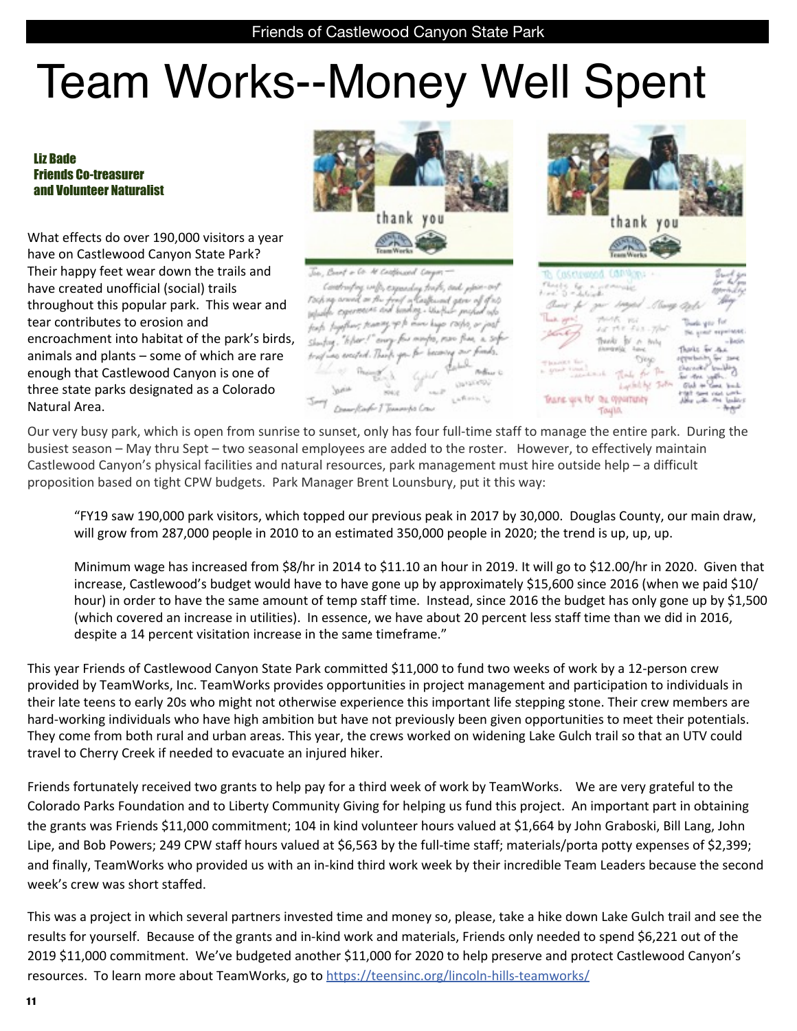# Team Works--Money Well Spent

**Liz Bade**
**Friends Co-treasurer**
**and Volunteer Naturalist**

What effects do over 190,000 visitors a year have on Castlewood Canyon State Park? Their happy feet wear down the trails and have created unofficial (social) trails throughout this popular park. This wear and tear contributes to erosion and encroachment into habitat of the park's birds, animals and plants – some of which are rare enough that Castlewood Canyon is one of three state parks designated as a Colorado Natural Area.

Our very busy park, which is open from sunrise to sunset, only has four full-time staff to manage the entire park. During the busiest season – May thru Sept – two seasonal employees are added to the roster. However, to effectively maintain Castlewood Canyon's physical facilities and natural resources, park management must hire outside help – a difficult proposition based on tight CPW budgets. Park Manager Brent Lounsbury, put it this way:

> "FY19 saw 190,000 park visitors, which topped our previous peak in 2017 by 30,000. Douglas County, our main draw, will grow from 287,000 people in 2010 to an estimated 350,000 people in 2020; the trend is up, up, up.
>
> Minimum wage has increased from $8/hr in 2014 to $11.10 an hour in 2019. It will go to $12.00/hr in 2020. Given that increase, Castlewood's budget would have to have gone up by approximately $15,600 since 2016 (when we paid $10/hour) in order to have the same amount of temp staff time. Instead, since 2016 the budget has only gone up by $1,500 (which covered an increase in utilities). In essence, we have about 20 percent less staff time than we did in 2016, despite a 14 percent visitation increase in the same timeframe."

This year Friends of Castlewood Canyon State Park committed $11,000 to fund two weeks of work by a 12-person crew provided by TeamWorks, Inc. TeamWorks provides opportunities in project management and participation to individuals in their late teens to early 20s who might not otherwise experience this important life stepping stone. Their crew members are hard-working individuals who have high ambition but have not previously been given opportunities to meet their potentials. They come from both rural and urban areas. This year, the crews worked on widening Lake Gulch trail so that an UTV could travel to Cherry Creek if needed to evacuate an injured hiker.

Friends fortunately received two grants to help pay for a third week of work by TeamWorks. We are very grateful to the Colorado Parks Foundation and to Liberty Community Giving for helping us fund this project. An important part in obtaining the grants was Friends $11,000 commitment; 104 in kind volunteer hours valued at $1,664 by John Graboski, Bill Lang, John Lipe, and Bob Powers; 249 CPW staff hours valued at $6,563 by the full-time staff; materials/porta potty expenses of $2,399; and finally, TeamWorks who provided us with an in-kind third work week by their incredible Team Leaders because the second week's crew was short staffed.

This was a project in which several partners invested time and money so, please, take a hike down Lake Gulch trail and see the results for yourself. Because of the grants and in-kind work and materials, Friends only needed to spend $6,221 out of the 2019 $11,000 commitment. We've budgeted another $11,000 for 2020 to help preserve and protect Castlewood Canyon's resources. To learn more about TeamWorks, go to https://teensinc.org/lincoln-hills-teamworks/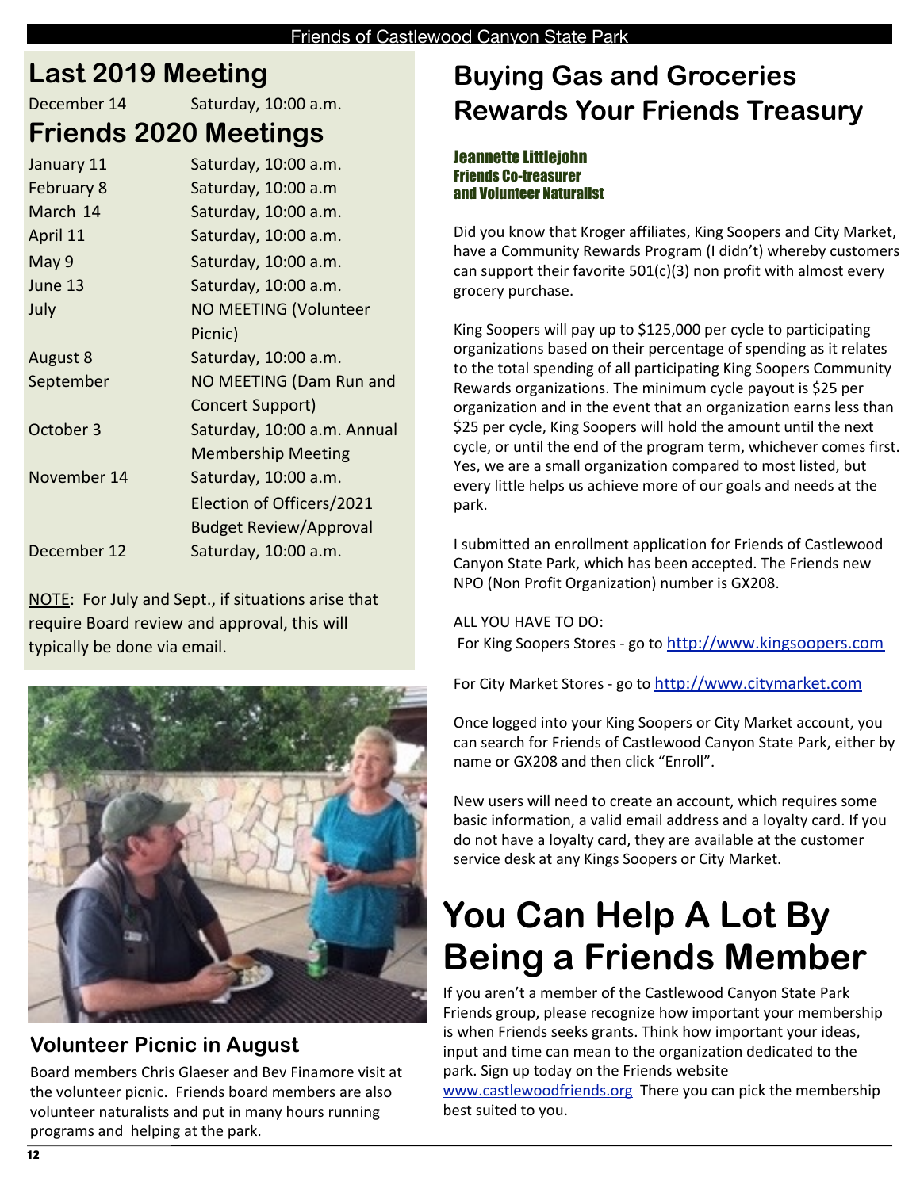## Last 2019 Meeting

| | |
|---|---|
| December 14 | Saturday, 10:00 a.m. |

## Friends 2020 Meetings

| | |
|---|---|
| January 11 | Saturday, 10:00 a.m. |
| February 8 | Saturday, 10:00 a.m |
| March 14 | Saturday, 10:00 a.m. |
| April 11 | Saturday, 10:00 a.m. |
| May 9 | Saturday, 10:00 a.m. |
| June 13 | Saturday, 10:00 a.m. |
| July | NO MEETING (Volunteer Picnic) |
| August 8 | Saturday, 10:00 a.m. |
| September | NO MEETING (Dam Run and Concert Support) |
| October 3 | Saturday, 10:00 a.m. Annual Membership Meeting |
| November 14 | Saturday, 10:00 a.m. Election of Officers/2021 Budget Review/Approval |
| December 12 | Saturday, 10:00 a.m. |

NOTE: For July and Sept., if situations arise that require Board review and approval, this will typically be done via email.

### Volunteer Picnic in August

Board members Chris Glaeser and Bev Finamore visit at the volunteer picnic. Friends board members are also volunteer naturalists and put in many hours running programs and helping at the park.

## Buying Gas and Groceries Rewards Your Friends Treasury

**Jeannette Littlejohn**
**Friends Co-treasurer**
**and Volunteer Naturalist**

Did you know that Kroger affiliates, King Soopers and City Market, have a Community Rewards Program (I didn't) whereby customers can support their favorite 501(c)(3) non profit with almost every grocery purchase.

King Soopers will pay up to $125,000 per cycle to participating organizations based on their percentage of spending as it relates to the total spending of all participating King Soopers Community Rewards organizations. The minimum cycle payout is $25 per organization and in the event that an organization earns less than $25 per cycle, King Soopers will hold the amount until the next cycle, or until the end of the program term, whichever comes first. Yes, we are a small organization compared to most listed, but every little helps us achieve more of our goals and needs at the park.

I submitted an enrollment application for Friends of Castlewood Canyon State Park, which has been accepted. The Friends new NPO (Non Profit Organization) number is GX208.

ALL YOU HAVE TO DO:
For King Soopers Stores - go to http://www.kingsoopers.com

For City Market Stores - go to http://www.citymarket.com

Once logged into your King Soopers or City Market account, you can search for Friends of Castlewood Canyon State Park, either by name or GX208 and then click "Enroll".

New users will need to create an account, which requires some basic information, a valid email address and a loyalty card. If you do not have a loyalty card, they are available at the customer service desk at any Kings Soopers or City Market.

# You Can Help A Lot By Being a Friends Member

If you aren't a member of the Castlewood Canyon State Park Friends group, please recognize how important your membership is when Friends seeks grants. Think how important your ideas, input and time can mean to the organization dedicated to the park. Sign up today on the Friends website www.castlewoodfriends.org There you can pick the membership best suited to you.